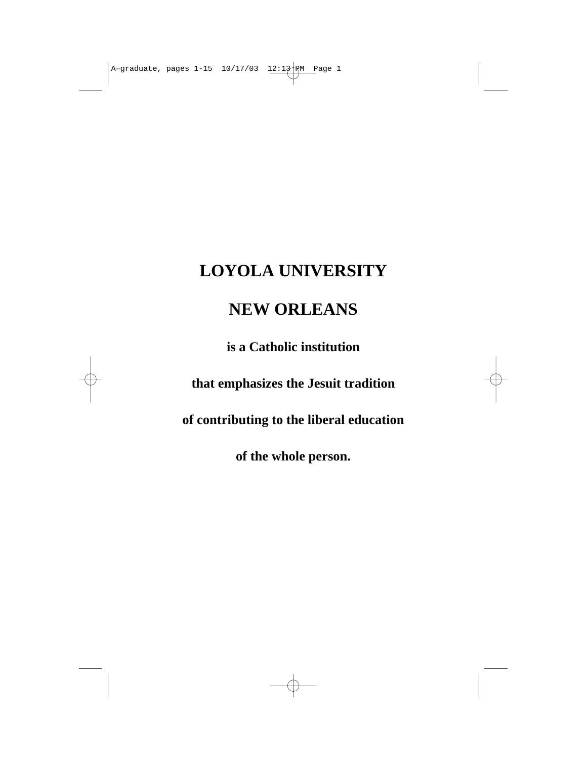# LOYOLA UNIVERSITY

# NEW ORLEANS

**is a Catholic institution**

**that emphasizes the Jesuit tradition**

**of contributing to the liberal education**

**of the whole person.**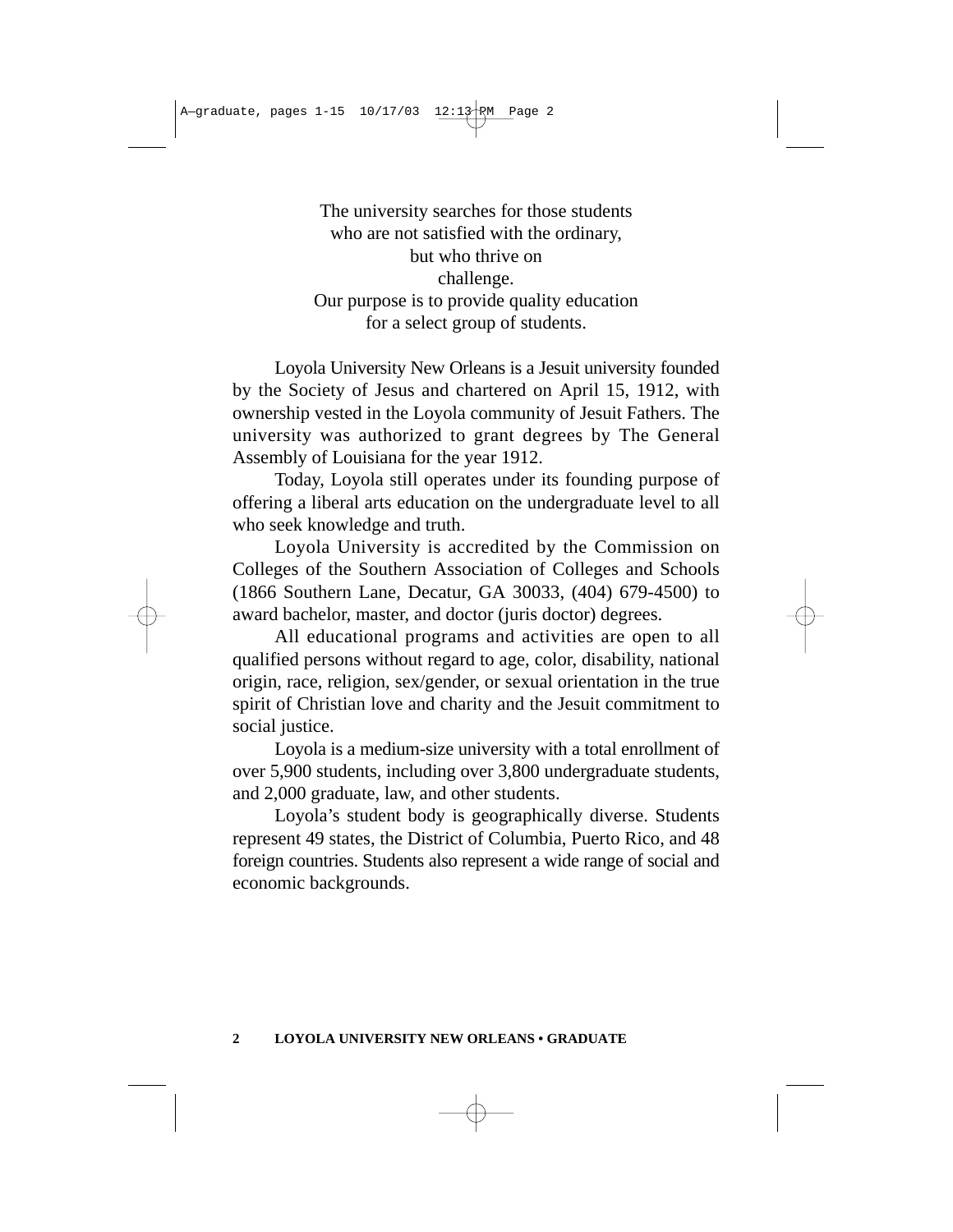The university searches for those students
who are not satisfied with the ordinary,
but who thrive on
challenge.
Our purpose is to provide quality education
for a select group of students.

Loyola University New Orleans is a Jesuit university founded by the Society of Jesus and chartered on April 15, 1912, with ownership vested in the Loyola community of Jesuit Fathers. The university was authorized to grant degrees by The General Assembly of Louisiana for the year 1912.

Today, Loyola still operates under its founding purpose of offering a liberal arts education on the undergraduate level to all who seek knowledge and truth.

Loyola University is accredited by the Commission on Colleges of the Southern Association of Colleges and Schools (1866 Southern Lane, Decatur, GA 30033, (404) 679-4500) to award bachelor, master, and doctor (juris doctor) degrees.

All educational programs and activities are open to all qualified persons without regard to age, color, disability, national origin, race, religion, sex/gender, or sexual orientation in the true spirit of Christian love and charity and the Jesuit commitment to social justice.

Loyola is a medium-size university with a total enrollment of over 5,900 students, including over 3,800 undergraduate students, and 2,000 graduate, law, and other students.

Loyola's student body is geographically diverse. Students represent 49 states, the District of Columbia, Puerto Rico, and 48 foreign countries. Students also represent a wide range of social and economic backgrounds.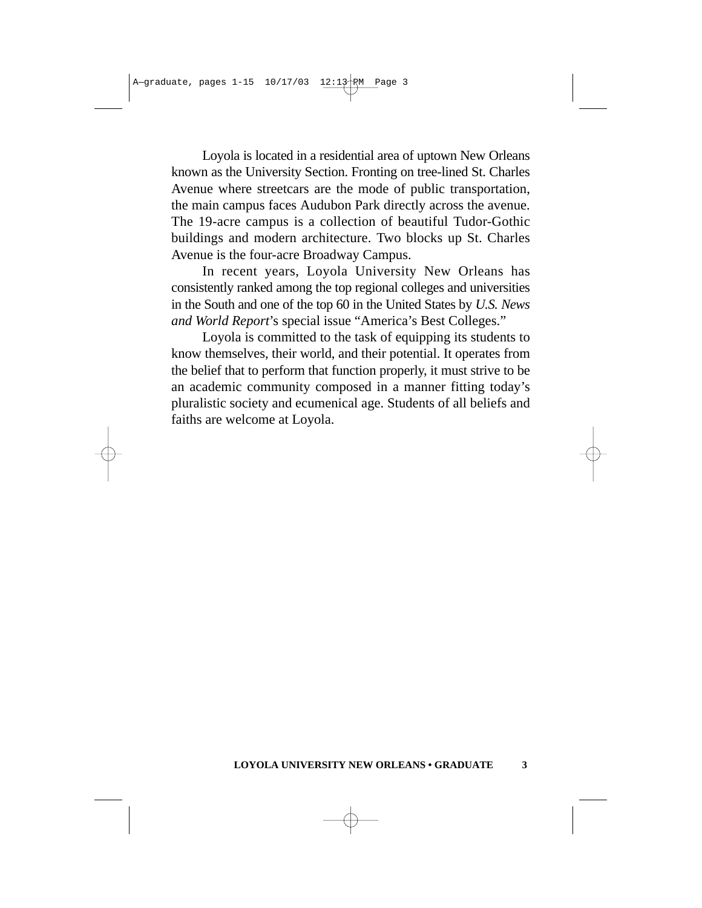Loyola is located in a residential area of uptown New Orleans known as the University Section. Fronting on tree-lined St. Charles Avenue where streetcars are the mode of public transportation, the main campus faces Audubon Park directly across the avenue. The 19-acre campus is a collection of beautiful Tudor-Gothic buildings and modern architecture. Two blocks up St. Charles Avenue is the four-acre Broadway Campus.

In recent years, Loyola University New Orleans has consistently ranked among the top regional colleges and universities in the South and one of the top 60 in the United States by *U.S. News and World Report*'s special issue "America's Best Colleges."

Loyola is committed to the task of equipping its students to know themselves, their world, and their potential. It operates from the belief that to perform that function properly, it must strive to be an academic community composed in a manner fitting today's pluralistic society and ecumenical age. Students of all beliefs and faiths are welcome at Loyola.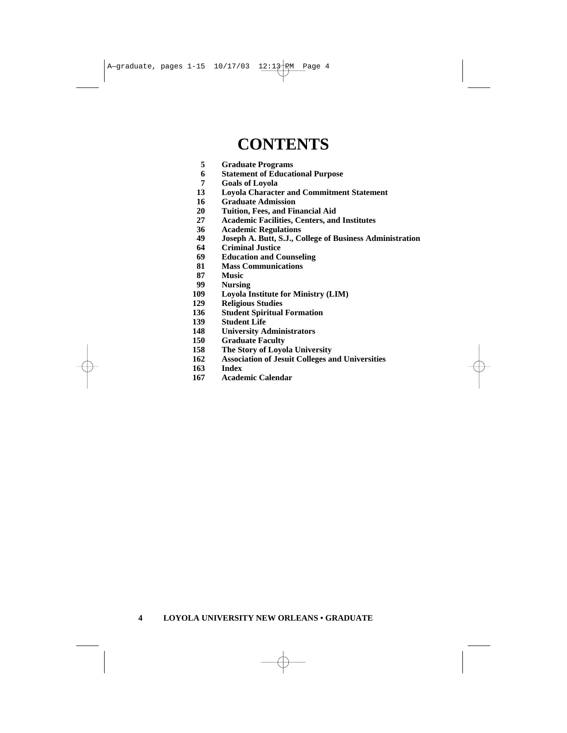# CONTENTS

| | |
|---|---|
| 5 | Graduate Programs |
| 6 | Statement of Educational Purpose |
| 7 | Goals of Loyola |
| 13 | Loyola Character and Commitment Statement |
| 16 | Graduate Admission |
| 20 | Tuition, Fees, and Financial Aid |
| 27 | Academic Facilities, Centers, and Institutes |
| 36 | Academic Regulations |
| 49 | Joseph A. Butt, S.J., College of Business Administration |
| 64 | Criminal Justice |
| 69 | Education and Counseling |
| 81 | Mass Communications |
| 87 | Music |
| 99 | Nursing |
| 109 | Loyola Institute for Ministry (LIM) |
| 129 | Religious Studies |
| 136 | Student Spiritual Formation |
| 139 | Student Life |
| 148 | University Administrators |
| 150 | Graduate Faculty |
| 158 | The Story of Loyola University |
| 162 | Association of Jesuit Colleges and Universities |
| 163 | Index |
| 167 | Academic Calendar |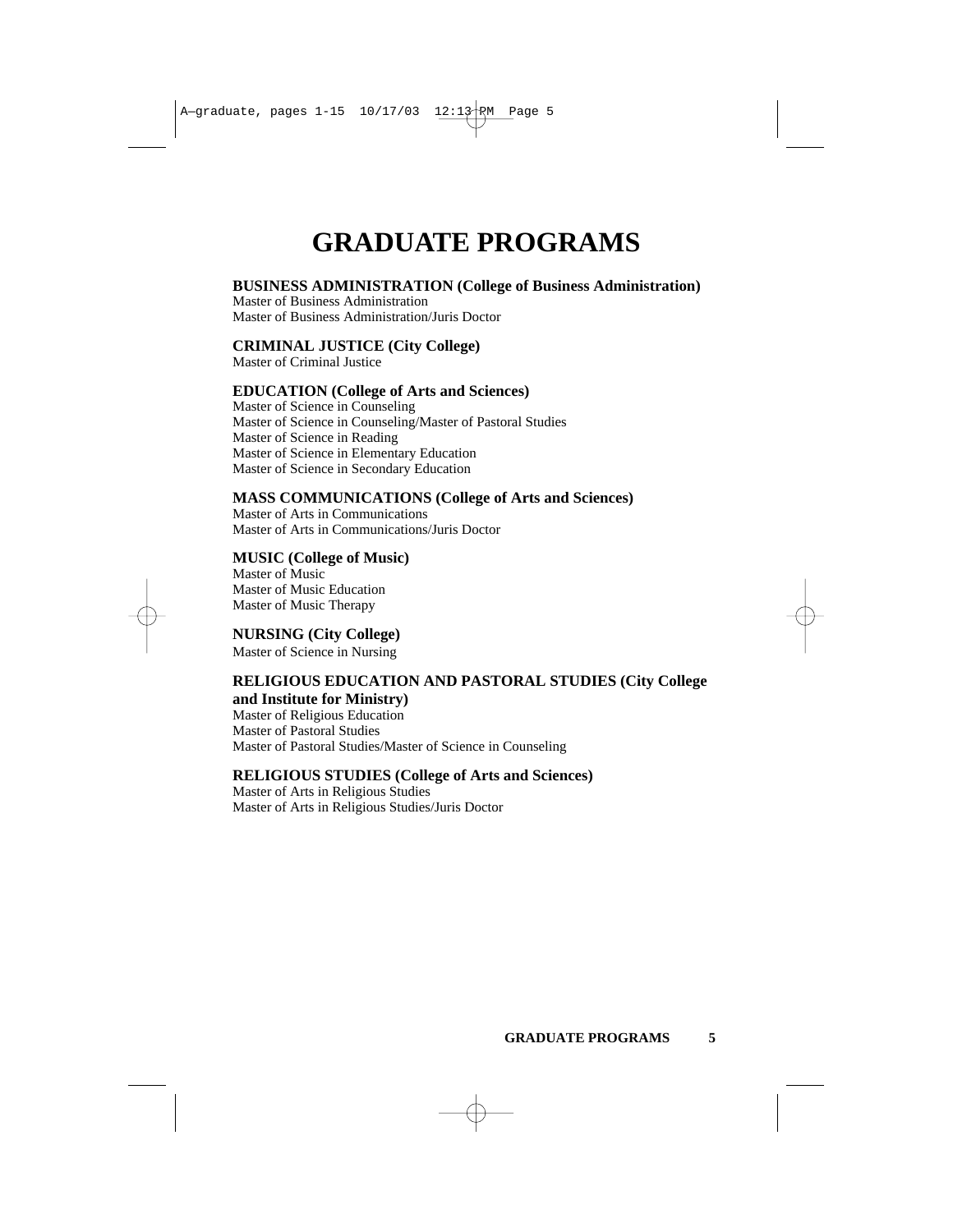# GRADUATE PROGRAMS

**BUSINESS ADMINISTRATION (College of Business Administration)**
Master of Business Administration
Master of Business Administration/Juris Doctor

**CRIMINAL JUSTICE (City College)**
Master of Criminal Justice

**EDUCATION (College of Arts and Sciences)**
Master of Science in Counseling
Master of Science in Counseling/Master of Pastoral Studies
Master of Science in Reading
Master of Science in Elementary Education
Master of Science in Secondary Education

**MASS COMMUNICATIONS (College of Arts and Sciences)**
Master of Arts in Communications
Master of Arts in Communications/Juris Doctor

**MUSIC (College of Music)**
Master of Music
Master of Music Education
Master of Music Therapy

**NURSING (City College)**
Master of Science in Nursing

**RELIGIOUS EDUCATION AND PASTORAL STUDIES (City College and Institute for Ministry)**
Master of Religious Education
Master of Pastoral Studies
Master of Pastoral Studies/Master of Science in Counseling

**RELIGIOUS STUDIES (College of Arts and Sciences)**
Master of Arts in Religious Studies
Master of Arts in Religious Studies/Juris Doctor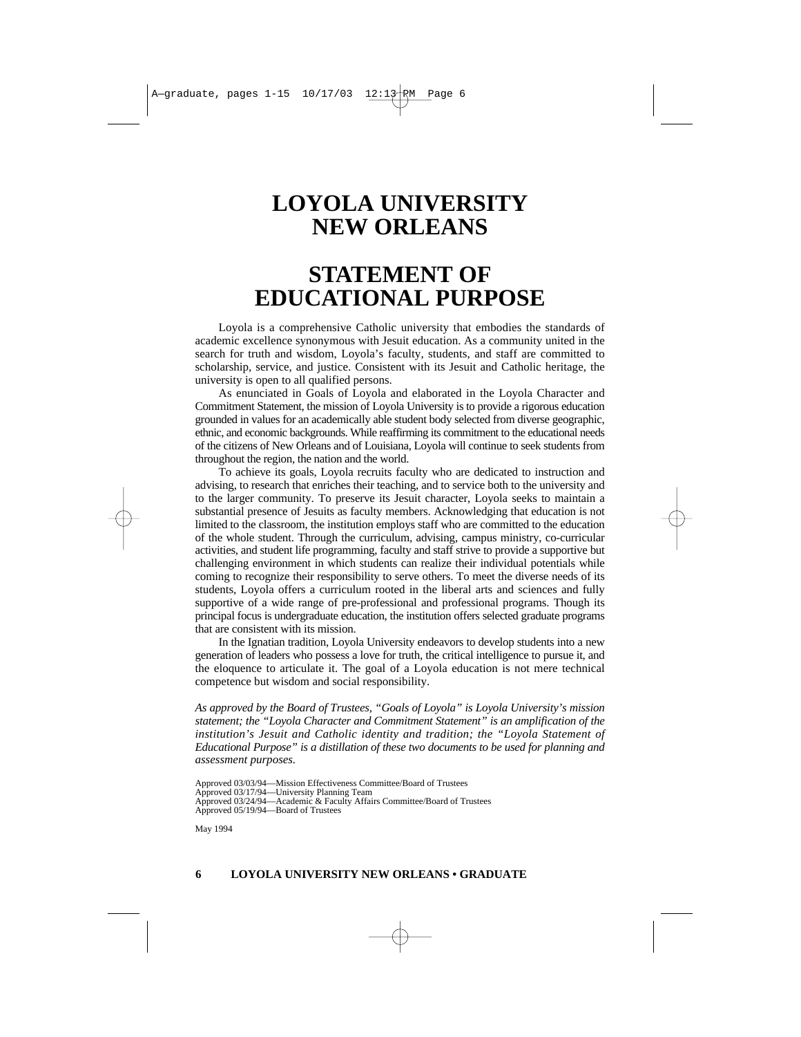# LOYOLA UNIVERSITY NEW ORLEANS

# STATEMENT OF EDUCATIONAL PURPOSE

Loyola is a comprehensive Catholic university that embodies the standards of academic excellence synonymous with Jesuit education. As a community united in the search for truth and wisdom, Loyola's faculty, students, and staff are committed to scholarship, service, and justice. Consistent with its Jesuit and Catholic heritage, the university is open to all qualified persons.

As enunciated in Goals of Loyola and elaborated in the Loyola Character and Commitment Statement, the mission of Loyola University is to provide a rigorous education grounded in values for an academically able student body selected from diverse geographic, ethnic, and economic backgrounds. While reaffirming its commitment to the educational needs of the citizens of New Orleans and of Louisiana, Loyola will continue to seek students from throughout the region, the nation and the world.

To achieve its goals, Loyola recruits faculty who are dedicated to instruction and advising, to research that enriches their teaching, and to service both to the university and to the larger community. To preserve its Jesuit character, Loyola seeks to maintain a substantial presence of Jesuits as faculty members. Acknowledging that education is not limited to the classroom, the institution employs staff who are committed to the education of the whole student. Through the curriculum, advising, campus ministry, co-curricular activities, and student life programming, faculty and staff strive to provide a supportive but challenging environment in which students can realize their individual potentials while coming to recognize their responsibility to serve others. To meet the diverse needs of its students, Loyola offers a curriculum rooted in the liberal arts and sciences and fully supportive of a wide range of pre-professional and professional programs. Though its principal focus is undergraduate education, the institution offers selected graduate programs that are consistent with its mission.

In the Ignatian tradition, Loyola University endeavors to develop students into a new generation of leaders who possess a love for truth, the critical intelligence to pursue it, and the eloquence to articulate it. The goal of a Loyola education is not mere technical competence but wisdom and social responsibility.

*As approved by the Board of Trustees, "Goals of Loyola" is Loyola University's mission statement; the "Loyola Character and Commitment Statement" is an amplification of the institution's Jesuit and Catholic identity and tradition; the "Loyola Statement of Educational Purpose" is a distillation of these two documents to be used for planning and assessment purposes.*

Approved 03/03/94—Mission Effectiveness Committee/Board of Trustees
Approved 03/17/94—University Planning Team
Approved 03/24/94—Academic & Faculty Affairs Committee/Board of Trustees
Approved 05/19/94—Board of Trustees

May 1994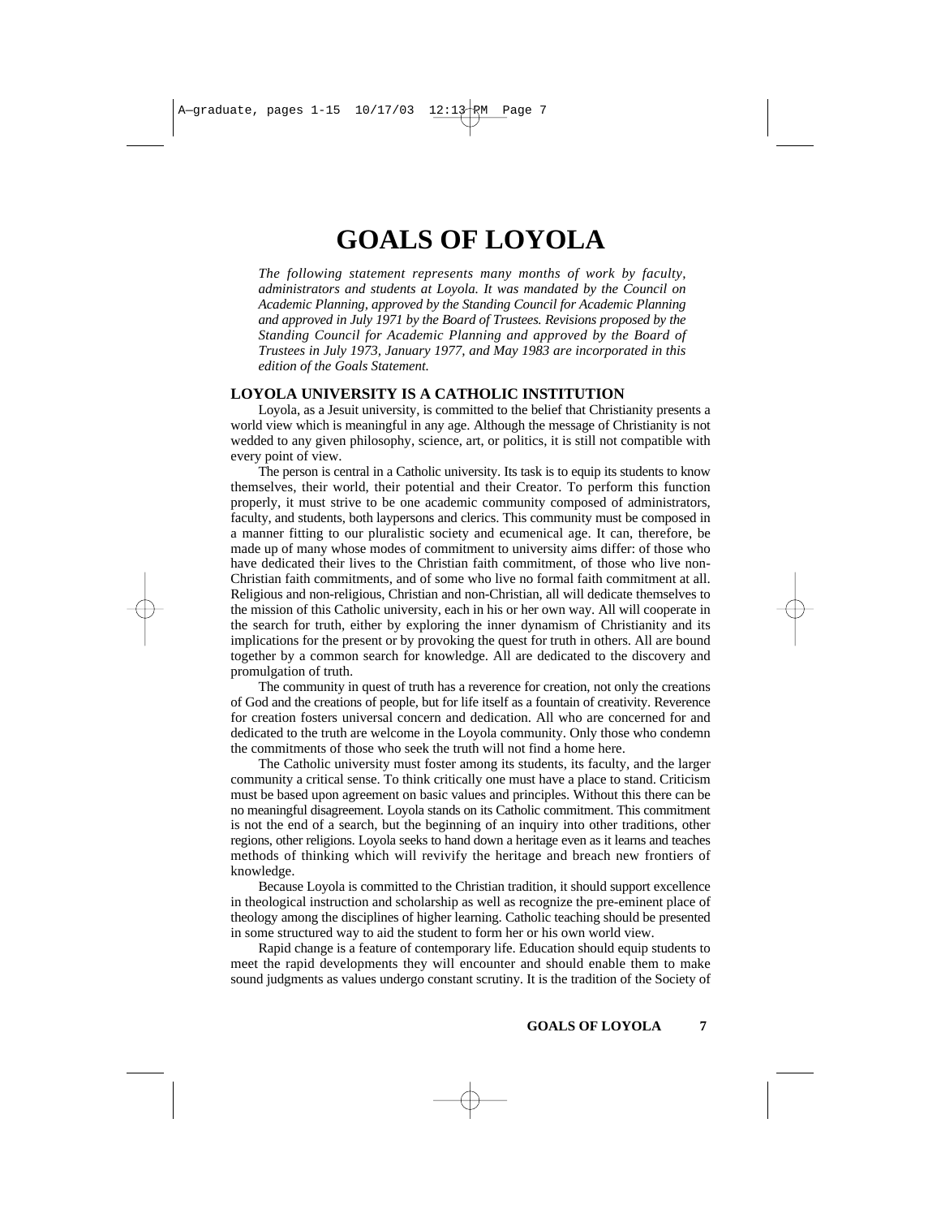# GOALS OF LOYOLA

*The following statement represents many months of work by faculty, administrators and students at Loyola. It was mandated by the Council on Academic Planning, approved by the Standing Council for Academic Planning and approved in July 1971 by the Board of Trustees. Revisions proposed by the Standing Council for Academic Planning and approved by the Board of Trustees in July 1973, January 1977, and May 1983 are incorporated in this edition of the Goals Statement.*

## LOYOLA UNIVERSITY IS A CATHOLIC INSTITUTION

Loyola, as a Jesuit university, is committed to the belief that Christianity presents a world view which is meaningful in any age. Although the message of Christianity is not wedded to any given philosophy, science, art, or politics, it is still not compatible with every point of view.

The person is central in a Catholic university. Its task is to equip its students to know themselves, their world, their potential and their Creator. To perform this function properly, it must strive to be one academic community composed of administrators, faculty, and students, both laypersons and clerics. This community must be composed in a manner fitting to our pluralistic society and ecumenical age. It can, therefore, be made up of many whose modes of commitment to university aims differ: of those who have dedicated their lives to the Christian faith commitment, of those who live non-Christian faith commitments, and of some who live no formal faith commitment at all. Religious and non-religious, Christian and non-Christian, all will dedicate themselves to the mission of this Catholic university, each in his or her own way. All will cooperate in the search for truth, either by exploring the inner dynamism of Christianity and its implications for the present or by provoking the quest for truth in others. All are bound together by a common search for knowledge. All are dedicated to the discovery and promulgation of truth.

The community in quest of truth has a reverence for creation, not only the creations of God and the creations of people, but for life itself as a fountain of creativity. Reverence for creation fosters universal concern and dedication. All who are concerned for and dedicated to the truth are welcome in the Loyola community. Only those who condemn the commitments of those who seek the truth will not find a home here.

The Catholic university must foster among its students, its faculty, and the larger community a critical sense. To think critically one must have a place to stand. Criticism must be based upon agreement on basic values and principles. Without this there can be no meaningful disagreement. Loyola stands on its Catholic commitment. This commitment is not the end of a search, but the beginning of an inquiry into other traditions, other regions, other religions. Loyola seeks to hand down a heritage even as it learns and teaches methods of thinking which will revivify the heritage and breach new frontiers of knowledge.

Because Loyola is committed to the Christian tradition, it should support excellence in theological instruction and scholarship as well as recognize the pre-eminent place of theology among the disciplines of higher learning. Catholic teaching should be presented in some structured way to aid the student to form her or his own world view.

Rapid change is a feature of contemporary life. Education should equip students to meet the rapid developments they will encounter and should enable them to make sound judgments as values undergo constant scrutiny. It is the tradition of the Society of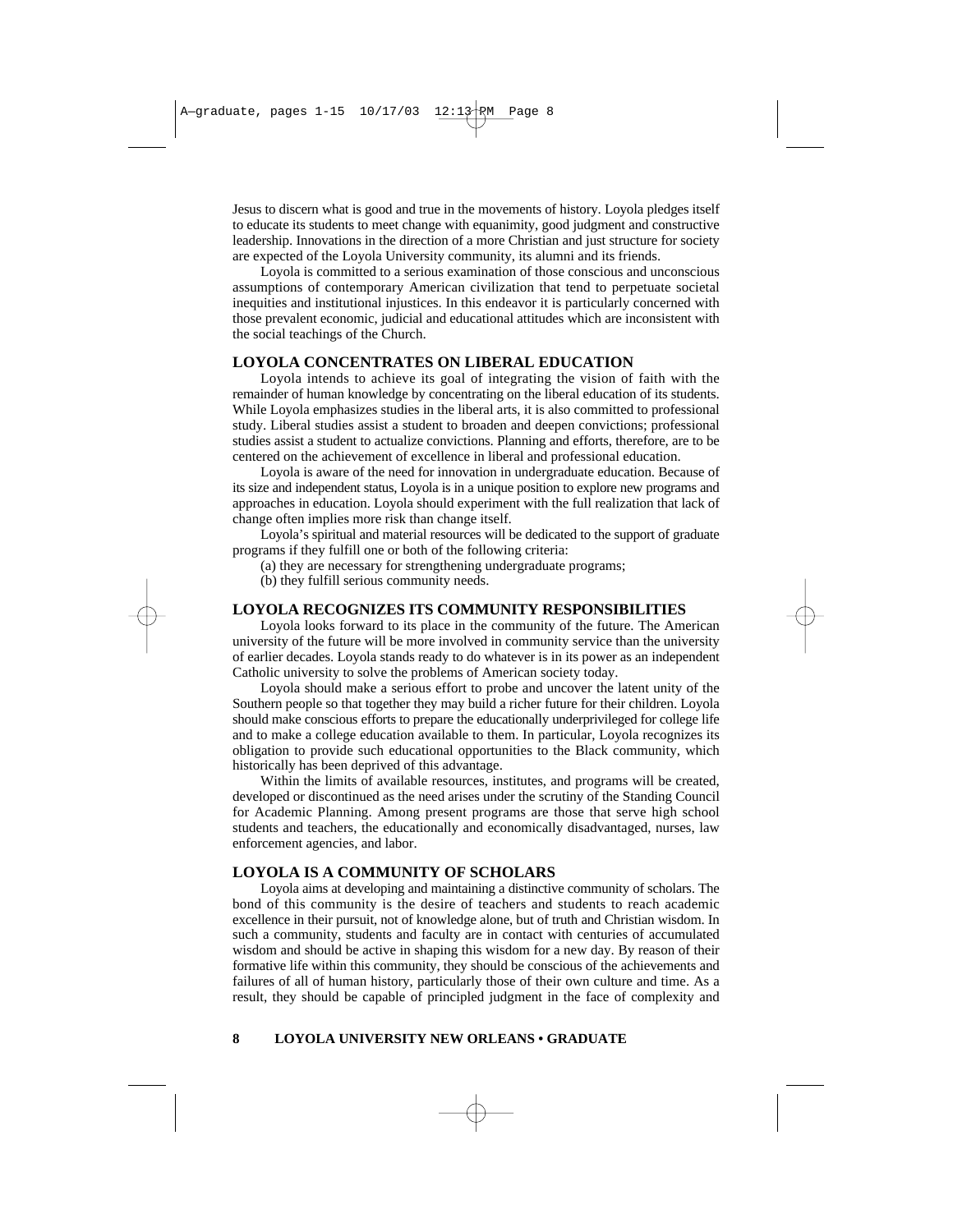Jesus to discern what is good and true in the movements of history. Loyola pledges itself to educate its students to meet change with equanimity, good judgment and constructive leadership. Innovations in the direction of a more Christian and just structure for society are expected of the Loyola University community, its alumni and its friends.

Loyola is committed to a serious examination of those conscious and unconscious assumptions of contemporary American civilization that tend to perpetuate societal inequities and institutional injustices. In this endeavor it is particularly concerned with those prevalent economic, judicial and educational attitudes which are inconsistent with the social teachings of the Church.

## LOYOLA CONCENTRATES ON LIBERAL EDUCATION

Loyola intends to achieve its goal of integrating the vision of faith with the remainder of human knowledge by concentrating on the liberal education of its students. While Loyola emphasizes studies in the liberal arts, it is also committed to professional study. Liberal studies assist a student to broaden and deepen convictions; professional studies assist a student to actualize convictions. Planning and efforts, therefore, are to be centered on the achievement of excellence in liberal and professional education.

Loyola is aware of the need for innovation in undergraduate education. Because of its size and independent status, Loyola is in a unique position to explore new programs and approaches in education. Loyola should experiment with the full realization that lack of change often implies more risk than change itself.

Loyola's spiritual and material resources will be dedicated to the support of graduate programs if they fulfill one or both of the following criteria:

(a) they are necessary for strengthening undergraduate programs;

(b) they fulfill serious community needs.

## LOYOLA RECOGNIZES ITS COMMUNITY RESPONSIBILITIES

Loyola looks forward to its place in the community of the future. The American university of the future will be more involved in community service than the university of earlier decades. Loyola stands ready to do whatever is in its power as an independent Catholic university to solve the problems of American society today.

Loyola should make a serious effort to probe and uncover the latent unity of the Southern people so that together they may build a richer future for their children. Loyola should make conscious efforts to prepare the educationally underprivileged for college life and to make a college education available to them. In particular, Loyola recognizes its obligation to provide such educational opportunities to the Black community, which historically has been deprived of this advantage.

Within the limits of available resources, institutes, and programs will be created, developed or discontinued as the need arises under the scrutiny of the Standing Council for Academic Planning. Among present programs are those that serve high school students and teachers, the educationally and economically disadvantaged, nurses, law enforcement agencies, and labor.

## LOYOLA IS A COMMUNITY OF SCHOLARS

Loyola aims at developing and maintaining a distinctive community of scholars. The bond of this community is the desire of teachers and students to reach academic excellence in their pursuit, not of knowledge alone, but of truth and Christian wisdom. In such a community, students and faculty are in contact with centuries of accumulated wisdom and should be active in shaping this wisdom for a new day. By reason of their formative life within this community, they should be conscious of the achievements and failures of all of human history, particularly those of their own culture and time. As a result, they should be capable of principled judgment in the face of complexity and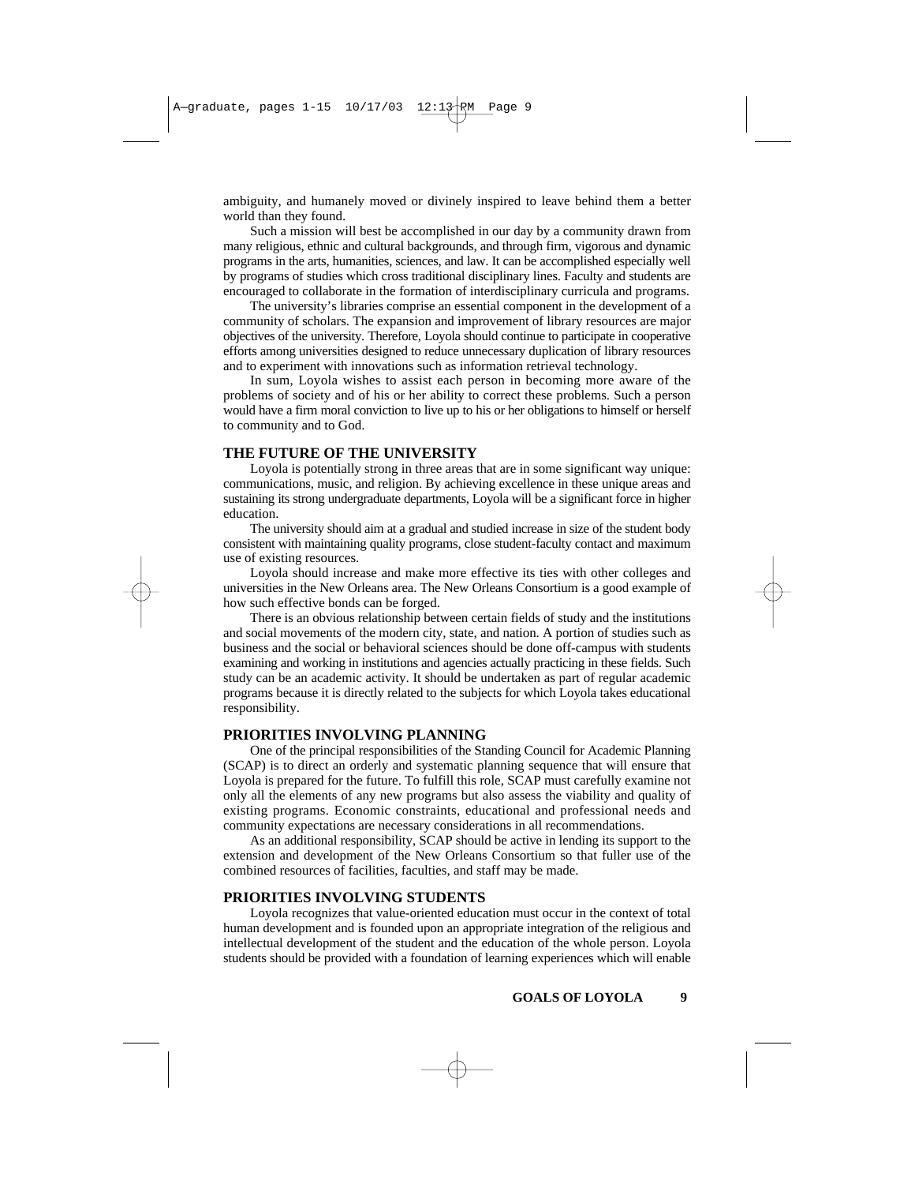ambiguity, and humanely moved or divinely inspired to leave behind them a better world than they found.

Such a mission will best be accomplished in our day by a community drawn from many religious, ethnic and cultural backgrounds, and through firm, vigorous and dynamic programs in the arts, humanities, sciences, and law. It can be accomplished especially well by programs of studies which cross traditional disciplinary lines. Faculty and students are encouraged to collaborate in the formation of interdisciplinary curricula and programs.

The university's libraries comprise an essential component in the development of a community of scholars. The expansion and improvement of library resources are major objectives of the university. Therefore, Loyola should continue to participate in cooperative efforts among universities designed to reduce unnecessary duplication of library resources and to experiment with innovations such as information retrieval technology.

In sum, Loyola wishes to assist each person in becoming more aware of the problems of society and of his or her ability to correct these problems. Such a person would have a firm moral conviction to live up to his or her obligations to himself or herself to community and to God.

## THE FUTURE OF THE UNIVERSITY

Loyola is potentially strong in three areas that are in some significant way unique: communications, music, and religion. By achieving excellence in these unique areas and sustaining its strong undergraduate departments, Loyola will be a significant force in higher education.

The university should aim at a gradual and studied increase in size of the student body consistent with maintaining quality programs, close student-faculty contact and maximum use of existing resources.

Loyola should increase and make more effective its ties with other colleges and universities in the New Orleans area. The New Orleans Consortium is a good example of how such effective bonds can be forged.

There is an obvious relationship between certain fields of study and the institutions and social movements of the modern city, state, and nation. A portion of studies such as business and the social or behavioral sciences should be done off-campus with students examining and working in institutions and agencies actually practicing in these fields. Such study can be an academic activity. It should be undertaken as part of regular academic programs because it is directly related to the subjects for which Loyola takes educational responsibility.

## PRIORITIES INVOLVING PLANNING

One of the principal responsibilities of the Standing Council for Academic Planning (SCAP) is to direct an orderly and systematic planning sequence that will ensure that Loyola is prepared for the future. To fulfill this role, SCAP must carefully examine not only all the elements of any new programs but also assess the viability and quality of existing programs. Economic constraints, educational and professional needs and community expectations are necessary considerations in all recommendations.

As an additional responsibility, SCAP should be active in lending its support to the extension and development of the New Orleans Consortium so that fuller use of the combined resources of facilities, faculties, and staff may be made.

## PRIORITIES INVOLVING STUDENTS

Loyola recognizes that value-oriented education must occur in the context of total human development and is founded upon an appropriate integration of the religious and intellectual development of the student and the education of the whole person. Loyola students should be provided with a foundation of learning experiences which will enable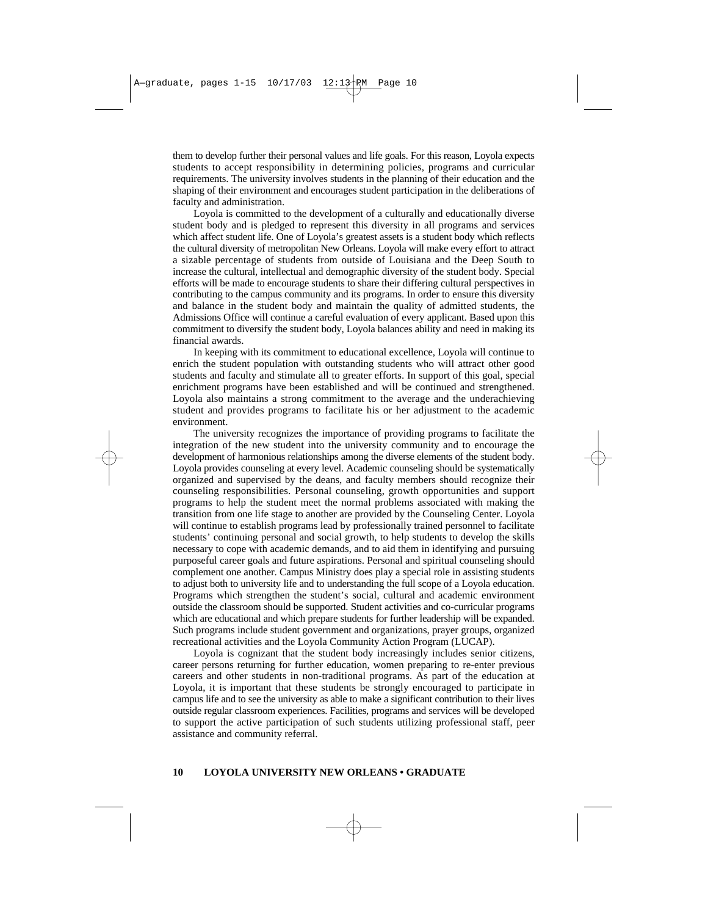them to develop further their personal values and life goals. For this reason, Loyola expects students to accept responsibility in determining policies, programs and curricular requirements. The university involves students in the planning of their education and the shaping of their environment and encourages student participation in the deliberations of faculty and administration.

Loyola is committed to the development of a culturally and educationally diverse student body and is pledged to represent this diversity in all programs and services which affect student life. One of Loyola's greatest assets is a student body which reflects the cultural diversity of metropolitan New Orleans. Loyola will make every effort to attract a sizable percentage of students from outside of Louisiana and the Deep South to increase the cultural, intellectual and demographic diversity of the student body. Special efforts will be made to encourage students to share their differing cultural perspectives in contributing to the campus community and its programs. In order to ensure this diversity and balance in the student body and maintain the quality of admitted students, the Admissions Office will continue a careful evaluation of every applicant. Based upon this commitment to diversify the student body, Loyola balances ability and need in making its financial awards.

In keeping with its commitment to educational excellence, Loyola will continue to enrich the student population with outstanding students who will attract other good students and faculty and stimulate all to greater efforts. In support of this goal, special enrichment programs have been established and will be continued and strengthened. Loyola also maintains a strong commitment to the average and the underachieving student and provides programs to facilitate his or her adjustment to the academic environment.

The university recognizes the importance of providing programs to facilitate the integration of the new student into the university community and to encourage the development of harmonious relationships among the diverse elements of the student body. Loyola provides counseling at every level. Academic counseling should be systematically organized and supervised by the deans, and faculty members should recognize their counseling responsibilities. Personal counseling, growth opportunities and support programs to help the student meet the normal problems associated with making the transition from one life stage to another are provided by the Counseling Center. Loyola will continue to establish programs lead by professionally trained personnel to facilitate students' continuing personal and social growth, to help students to develop the skills necessary to cope with academic demands, and to aid them in identifying and pursuing purposeful career goals and future aspirations. Personal and spiritual counseling should complement one another. Campus Ministry does play a special role in assisting students to adjust both to university life and to understanding the full scope of a Loyola education. Programs which strengthen the student's social, cultural and academic environment outside the classroom should be supported. Student activities and co-curricular programs which are educational and which prepare students for further leadership will be expanded. Such programs include student government and organizations, prayer groups, organized recreational activities and the Loyola Community Action Program (LUCAP).

Loyola is cognizant that the student body increasingly includes senior citizens, career persons returning for further education, women preparing to re-enter previous careers and other students in non-traditional programs. As part of the education at Loyola, it is important that these students be strongly encouraged to participate in campus life and to see the university as able to make a significant contribution to their lives outside regular classroom experiences. Facilities, programs and services will be developed to support the active participation of such students utilizing professional staff, peer assistance and community referral.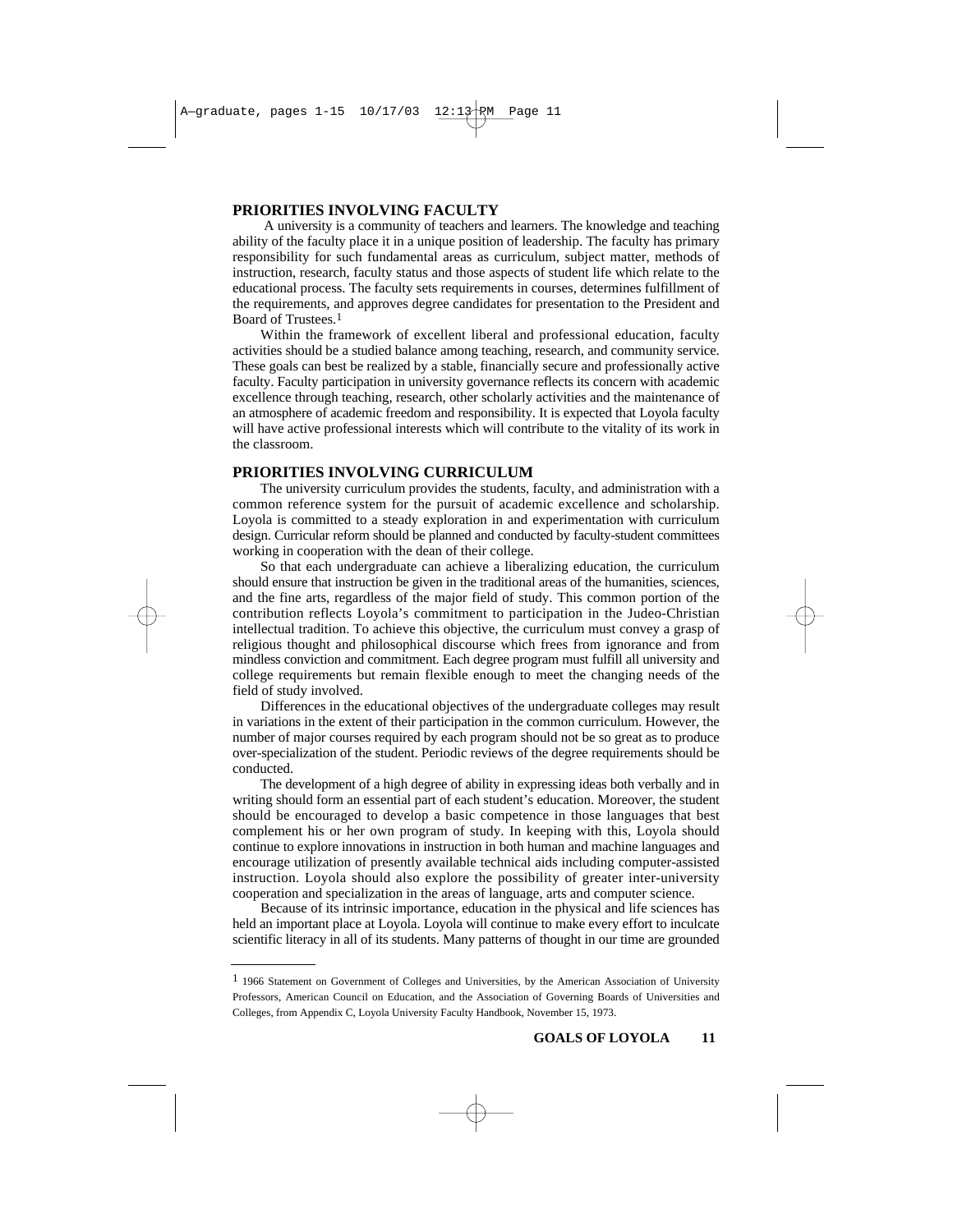## PRIORITIES INVOLVING FACULTY

A university is a community of teachers and learners. The knowledge and teaching ability of the faculty place it in a unique position of leadership. The faculty has primary responsibility for such fundamental areas as curriculum, subject matter, methods of instruction, research, faculty status and those aspects of student life which relate to the educational process. The faculty sets requirements in courses, determines fulfillment of the requirements, and approves degree candidates for presentation to the President and Board of Trustees.[1]

Within the framework of excellent liberal and professional education, faculty activities should be a studied balance among teaching, research, and community service. These goals can best be realized by a stable, financially secure and professionally active faculty. Faculty participation in university governance reflects its concern with academic excellence through teaching, research, other scholarly activities and the maintenance of an atmosphere of academic freedom and responsibility. It is expected that Loyola faculty will have active professional interests which will contribute to the vitality of its work in the classroom.

## PRIORITIES INVOLVING CURRICULUM

The university curriculum provides the students, faculty, and administration with a common reference system for the pursuit of academic excellence and scholarship. Loyola is committed to a steady exploration in and experimentation with curriculum design. Curricular reform should be planned and conducted by faculty-student committees working in cooperation with the dean of their college.

So that each undergraduate can achieve a liberalizing education, the curriculum should ensure that instruction be given in the traditional areas of the humanities, sciences, and the fine arts, regardless of the major field of study. This common portion of the contribution reflects Loyola's commitment to participation in the Judeo-Christian intellectual tradition. To achieve this objective, the curriculum must convey a grasp of religious thought and philosophical discourse which frees from ignorance and from mindless conviction and commitment. Each degree program must fulfill all university and college requirements but remain flexible enough to meet the changing needs of the field of study involved.

Differences in the educational objectives of the undergraduate colleges may result in variations in the extent of their participation in the common curriculum. However, the number of major courses required by each program should not be so great as to produce over-specialization of the student. Periodic reviews of the degree requirements should be conducted.

The development of a high degree of ability in expressing ideas both verbally and in writing should form an essential part of each student's education. Moreover, the student should be encouraged to develop a basic competence in those languages that best complement his or her own program of study. In keeping with this, Loyola should continue to explore innovations in instruction in both human and machine languages and encourage utilization of presently available technical aids including computer-assisted instruction. Loyola should also explore the possibility of greater inter-university cooperation and specialization in the areas of language, arts and computer science.

Because of its intrinsic importance, education in the physical and life sciences has held an important place at Loyola. Loyola will continue to make every effort to inculcate scientific literacy in all of its students. Many patterns of thought in our time are grounded

---

[1] 1966 Statement on Government of Colleges and Universities, by the American Association of University Professors, American Council on Education, and the Association of Governing Boards of Universities and Colleges, from Appendix C, Loyola University Faculty Handbook, November 15, 1973.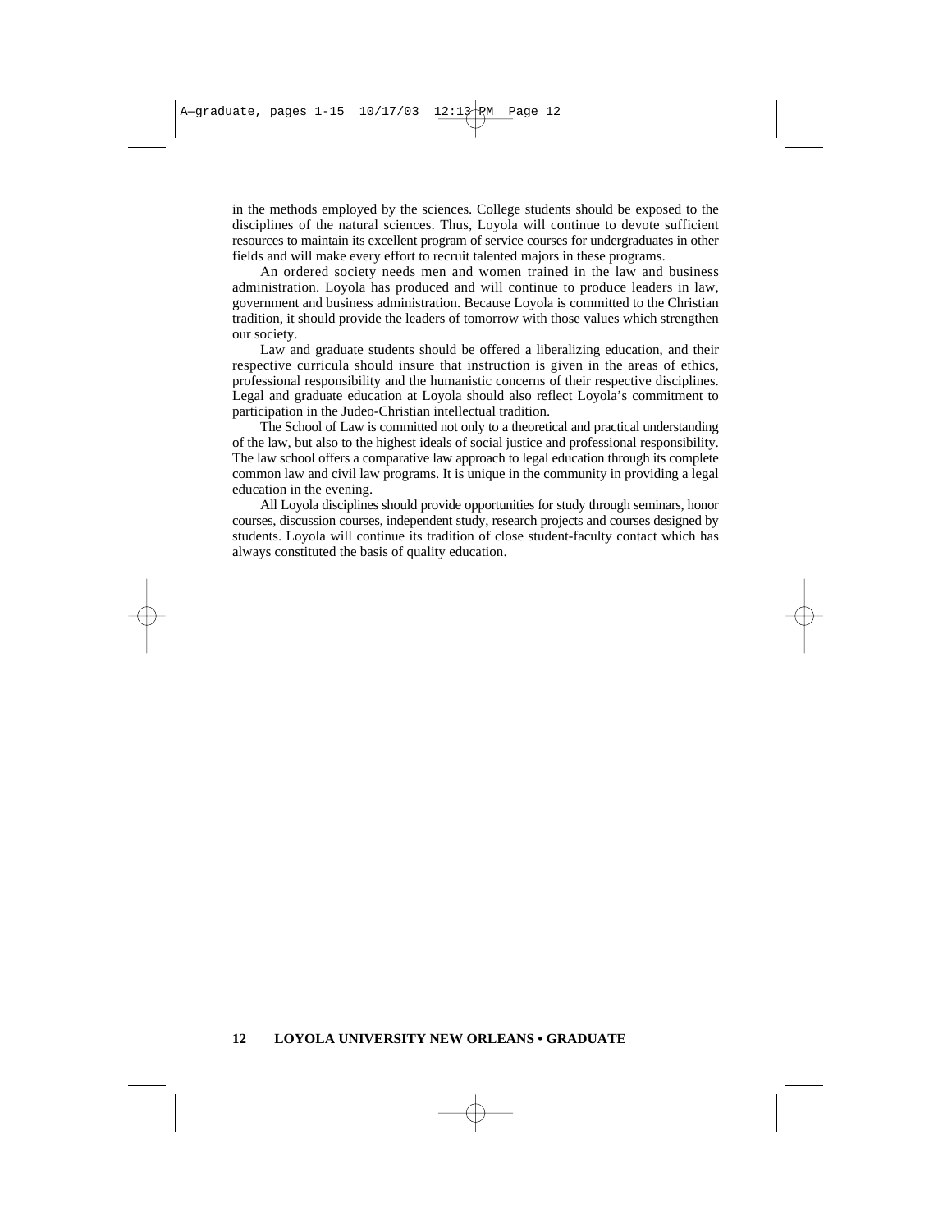in the methods employed by the sciences. College students should be exposed to the disciplines of the natural sciences. Thus, Loyola will continue to devote sufficient resources to maintain its excellent program of service courses for undergraduates in other fields and will make every effort to recruit talented majors in these programs.

An ordered society needs men and women trained in the law and business administration. Loyola has produced and will continue to produce leaders in law, government and business administration. Because Loyola is committed to the Christian tradition, it should provide the leaders of tomorrow with those values which strengthen our society.

Law and graduate students should be offered a liberalizing education, and their respective curricula should insure that instruction is given in the areas of ethics, professional responsibility and the humanistic concerns of their respective disciplines. Legal and graduate education at Loyola should also reflect Loyola's commitment to participation in the Judeo-Christian intellectual tradition.

The School of Law is committed not only to a theoretical and practical understanding of the law, but also to the highest ideals of social justice and professional responsibility. The law school offers a comparative law approach to legal education through its complete common law and civil law programs. It is unique in the community in providing a legal education in the evening.

All Loyola disciplines should provide opportunities for study through seminars, honor courses, discussion courses, independent study, research projects and courses designed by students. Loyola will continue its tradition of close student-faculty contact which has always constituted the basis of quality education.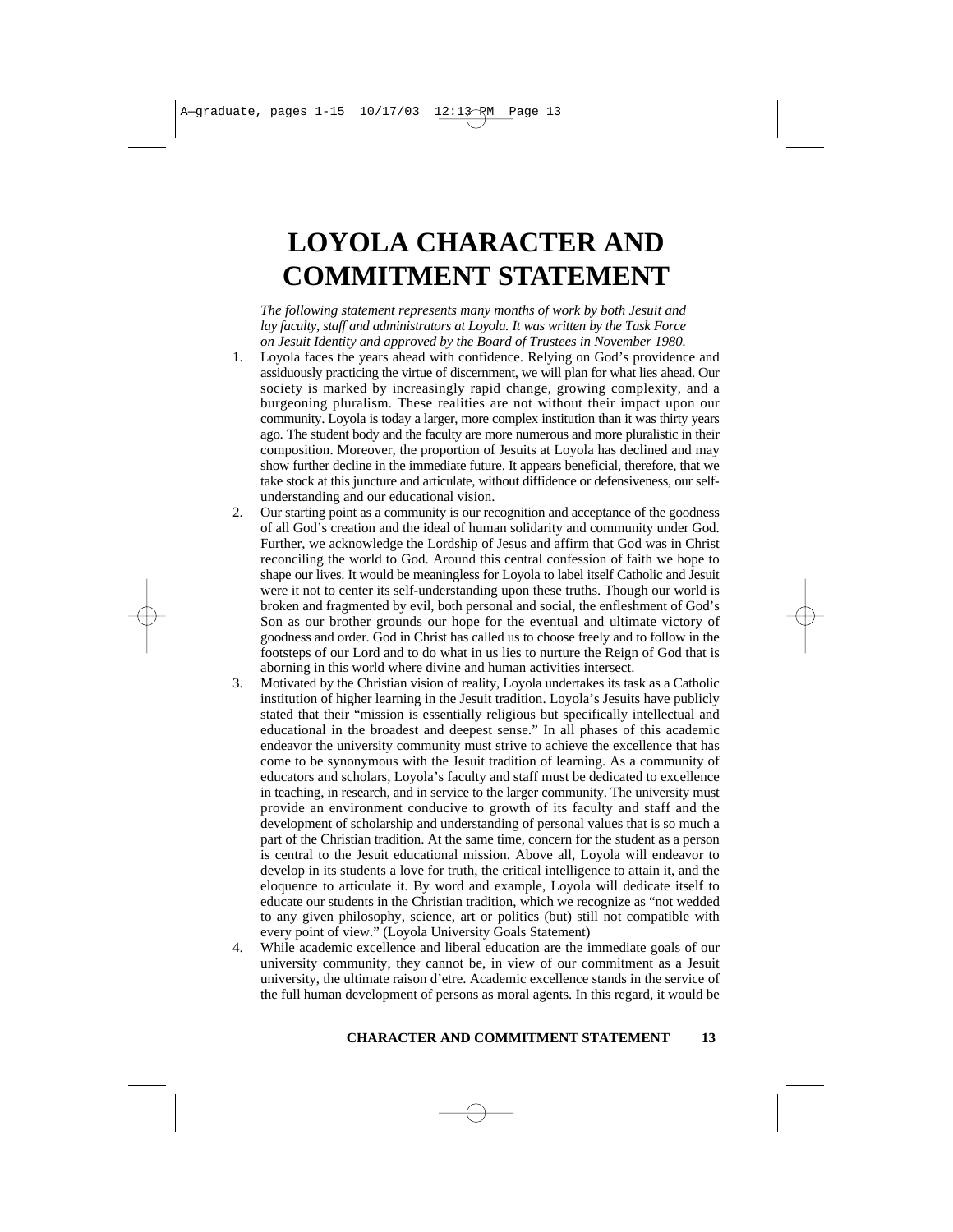# LOYOLA CHARACTER AND COMMITMENT STATEMENT

*The following statement represents many months of work by both Jesuit and lay faculty, staff and administrators at Loyola. It was written by the Task Force on Jesuit Identity and approved by the Board of Trustees in November 1980.*

1. Loyola faces the years ahead with confidence. Relying on God's providence and assiduously practicing the virtue of discernment, we will plan for what lies ahead. Our society is marked by increasingly rapid change, growing complexity, and a burgeoning pluralism. These realities are not without their impact upon our community. Loyola is today a larger, more complex institution than it was thirty years ago. The student body and the faculty are more numerous and more pluralistic in their composition. Moreover, the proportion of Jesuits at Loyola has declined and may show further decline in the immediate future. It appears beneficial, therefore, that we take stock at this juncture and articulate, without diffidence or defensiveness, our self-understanding and our educational vision.
2. Our starting point as a community is our recognition and acceptance of the goodness of all God's creation and the ideal of human solidarity and community under God. Further, we acknowledge the Lordship of Jesus and affirm that God was in Christ reconciling the world to God. Around this central confession of faith we hope to shape our lives. It would be meaningless for Loyola to label itself Catholic and Jesuit were it not to center its self-understanding upon these truths. Though our world is broken and fragmented by evil, both personal and social, the enfleshment of God's Son as our brother grounds our hope for the eventual and ultimate victory of goodness and order. God in Christ has called us to choose freely and to follow in the footsteps of our Lord and to do what in us lies to nurture the Reign of God that is aborning in this world where divine and human activities intersect.
3. Motivated by the Christian vision of reality, Loyola undertakes its task as a Catholic institution of higher learning in the Jesuit tradition. Loyola's Jesuits have publicly stated that their "mission is essentially religious but specifically intellectual and educational in the broadest and deepest sense." In all phases of this academic endeavor the university community must strive to achieve the excellence that has come to be synonymous with the Jesuit tradition of learning. As a community of educators and scholars, Loyola's faculty and staff must be dedicated to excellence in teaching, in research, and in service to the larger community. The university must provide an environment conducive to growth of its faculty and staff and the development of scholarship and understanding of personal values that is so much a part of the Christian tradition. At the same time, concern for the student as a person is central to the Jesuit educational mission. Above all, Loyola will endeavor to develop in its students a love for truth, the critical intelligence to attain it, and the eloquence to articulate it. By word and example, Loyola will dedicate itself to educate our students in the Christian tradition, which we recognize as "not wedded to any given philosophy, science, art or politics (but) still not compatible with every point of view." (Loyola University Goals Statement)
4. While academic excellence and liberal education are the immediate goals of our university community, they cannot be, in view of our commitment as a Jesuit university, the ultimate raison d'etre. Academic excellence stands in the service of the full human development of persons as moral agents. In this regard, it would be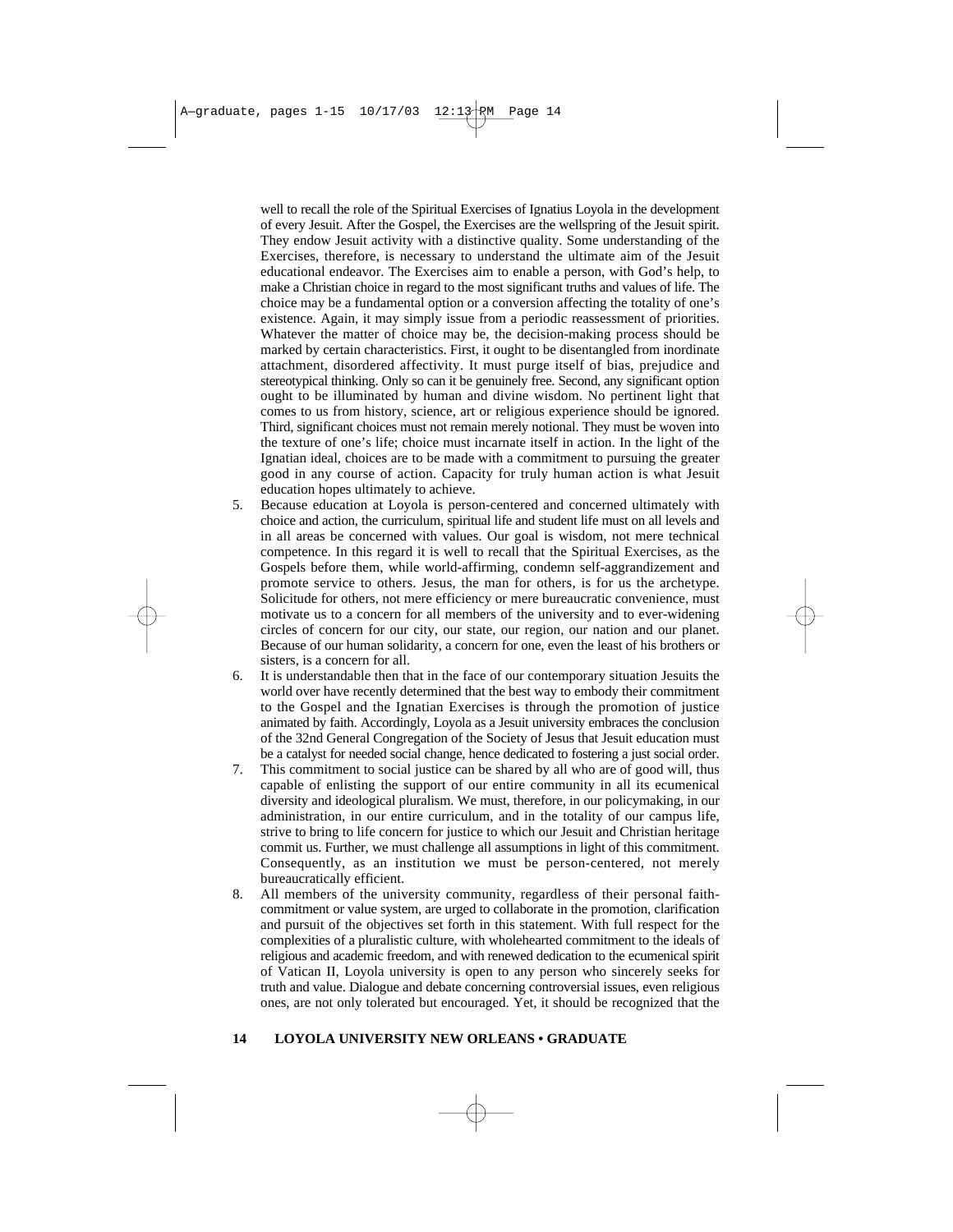well to recall the role of the Spiritual Exercises of Ignatius Loyola in the development of every Jesuit. After the Gospel, the Exercises are the wellspring of the Jesuit spirit. They endow Jesuit activity with a distinctive quality. Some understanding of the Exercises, therefore, is necessary to understand the ultimate aim of the Jesuit educational endeavor. The Exercises aim to enable a person, with God's help, to make a Christian choice in regard to the most significant truths and values of life. The choice may be a fundamental option or a conversion affecting the totality of one's existence. Again, it may simply issue from a periodic reassessment of priorities. Whatever the matter of choice may be, the decision-making process should be marked by certain characteristics. First, it ought to be disentangled from inordinate attachment, disordered affectivity. It must purge itself of bias, prejudice and stereotypical thinking. Only so can it be genuinely free. Second, any significant option ought to be illuminated by human and divine wisdom. No pertinent light that comes to us from history, science, art or religious experience should be ignored. Third, significant choices must not remain merely notional. They must be woven into the texture of one's life; choice must incarnate itself in action. In the light of the Ignatian ideal, choices are to be made with a commitment to pursuing the greater good in any course of action. Capacity for truly human action is what Jesuit education hopes ultimately to achieve.

5. Because education at Loyola is person-centered and concerned ultimately with choice and action, the curriculum, spiritual life and student life must on all levels and in all areas be concerned with values. Our goal is wisdom, not mere technical competence. In this regard it is well to recall that the Spiritual Exercises, as the Gospels before them, while world-affirming, condemn self-aggrandizement and promote service to others. Jesus, the man for others, is for us the archetype. Solicitude for others, not mere efficiency or mere bureaucratic convenience, must motivate us to a concern for all members of the university and to ever-widening circles of concern for our city, our state, our region, our nation and our planet. Because of our human solidarity, a concern for one, even the least of his brothers or sisters, is a concern for all.
6. It is understandable then that in the face of our contemporary situation Jesuits the world over have recently determined that the best way to embody their commitment to the Gospel and the Ignatian Exercises is through the promotion of justice animated by faith. Accordingly, Loyola as a Jesuit university embraces the conclusion of the 32nd General Congregation of the Society of Jesus that Jesuit education must be a catalyst for needed social change, hence dedicated to fostering a just social order.
7. This commitment to social justice can be shared by all who are of good will, thus capable of enlisting the support of our entire community in all its ecumenical diversity and ideological pluralism. We must, therefore, in our policymaking, in our administration, in our entire curriculum, and in the totality of our campus life, strive to bring to life concern for justice to which our Jesuit and Christian heritage commit us. Further, we must challenge all assumptions in light of this commitment. Consequently, as an institution we must be person-centered, not merely bureaucratically efficient.
8. All members of the university community, regardless of their personal faith-commitment or value system, are urged to collaborate in the promotion, clarification and pursuit of the objectives set forth in this statement. With full respect for the complexities of a pluralistic culture, with wholehearted commitment to the ideals of religious and academic freedom, and with renewed dedication to the ecumenical spirit of Vatican II, Loyola university is open to any person who sincerely seeks for truth and value. Dialogue and debate concerning controversial issues, even religious ones, are not only tolerated but encouraged. Yet, it should be recognized that the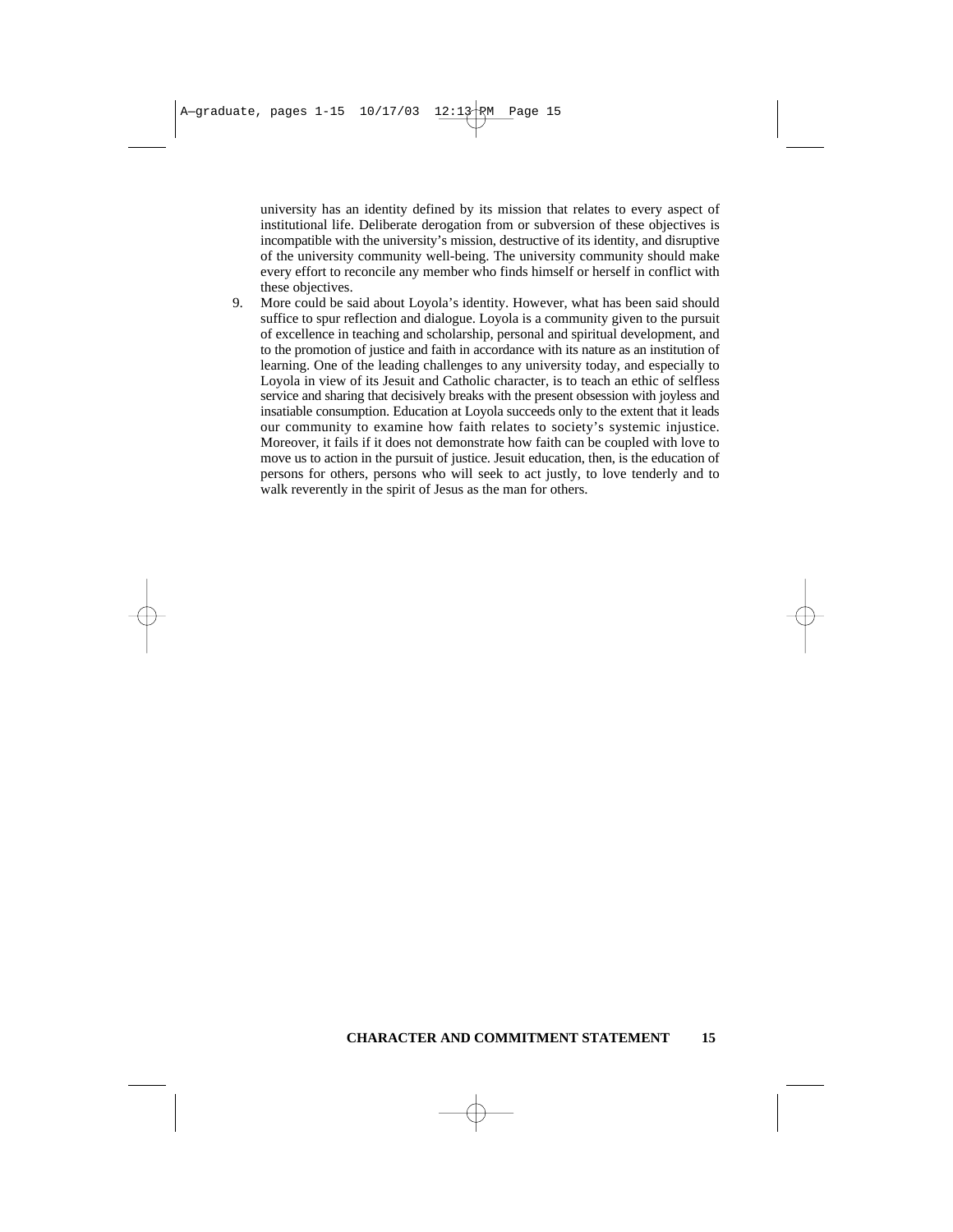university has an identity defined by its mission that relates to every aspect of institutional life. Deliberate derogation from or subversion of these objectives is incompatible with the university's mission, destructive of its identity, and disruptive of the university community well-being. The university community should make every effort to reconcile any member who finds himself or herself in conflict with these objectives.

9. More could be said about Loyola's identity. However, what has been said should suffice to spur reflection and dialogue. Loyola is a community given to the pursuit of excellence in teaching and scholarship, personal and spiritual development, and to the promotion of justice and faith in accordance with its nature as an institution of learning. One of the leading challenges to any university today, and especially to Loyola in view of its Jesuit and Catholic character, is to teach an ethic of selfless service and sharing that decisively breaks with the present obsession with joyless and insatiable consumption. Education at Loyola succeeds only to the extent that it leads our community to examine how faith relates to society's systemic injustice. Moreover, it fails if it does not demonstrate how faith can be coupled with love to move us to action in the pursuit of justice. Jesuit education, then, is the education of persons for others, persons who will seek to act justly, to love tenderly and to walk reverently in the spirit of Jesus as the man for others.